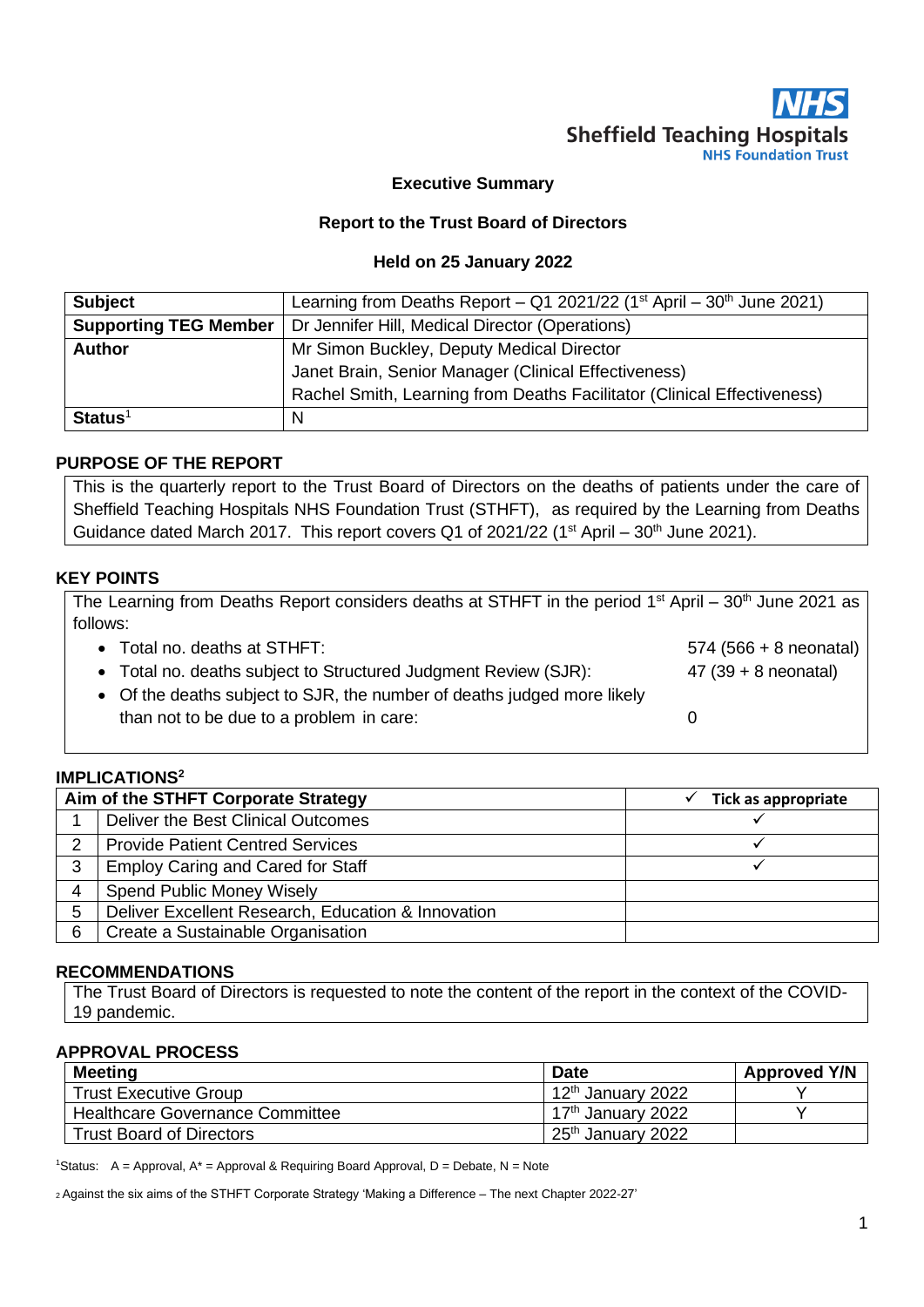Sheffield Teaching Hospitals
NHS Foundation Trust

**Executive Summary**

**Report to the Trust Board of Directors**

**Held on 25 January 2022**

| **Subject** | Learning from Deaths Report – Q1 2021/22 (1st April – 30th June 2021) |
|---|---|
| **Supporting TEG Member** | Dr Jennifer Hill, Medical Director (Operations) |
| **Author** | Mr Simon Buckley, Deputy Medical Director<br>Janet Brain, Senior Manager (Clinical Effectiveness)<br>Rachel Smith, Learning from Deaths Facilitator (Clinical Effectiveness) |
| **Status**[1] | N |

## PURPOSE OF THE REPORT

This is the quarterly report to the Trust Board of Directors on the deaths of patients under the care of Sheffield Teaching Hospitals NHS Foundation Trust (STHFT), as required by the Learning from Deaths Guidance dated March 2017. This report covers Q1 of 2021/22 (1st April – 30th June 2021).

## KEY POINTS

The Learning from Deaths Report considers deaths at STHFT in the period 1st April – 30th June 2021 as follows:

- Total no. deaths at STHFT: 574 (566 + 8 neonatal)
- Total no. deaths subject to Structured Judgment Review (SJR): 47 (39 + 8 neonatal)
- Of the deaths subject to SJR, the number of deaths judged more likely than not to be due to a problem in care: 0

## IMPLICATIONS[2]

| | Aim of the STHFT Corporate Strategy | ✓ Tick as appropriate |
|---|---|---|
| 1 | Deliver the Best Clinical Outcomes | ✓ |
| 2 | Provide Patient Centred Services | ✓ |
| 3 | Employ Caring and Cared for Staff | ✓ |
| 4 | Spend Public Money Wisely | |
| 5 | Deliver Excellent Research, Education & Innovation | |
| 6 | Create a Sustainable Organisation | |

## RECOMMENDATIONS

The Trust Board of Directors is requested to note the content of the report in the context of the COVID-19 pandemic.

## APPROVAL PROCESS

| **Meeting** | **Date** | **Approved Y/N** |
|---|---|---|
| Trust Executive Group | 12th January 2022 | Y |
| Healthcare Governance Committee | 17th January 2022 | Y |
| Trust Board of Directors | 25th January 2022 | |

[1]Status: A = Approval, A* = Approval & Requiring Board Approval, D = Debate, N = Note

[2] Against the six aims of the STHFT Corporate Strategy 'Making a Difference – The next Chapter 2022-27'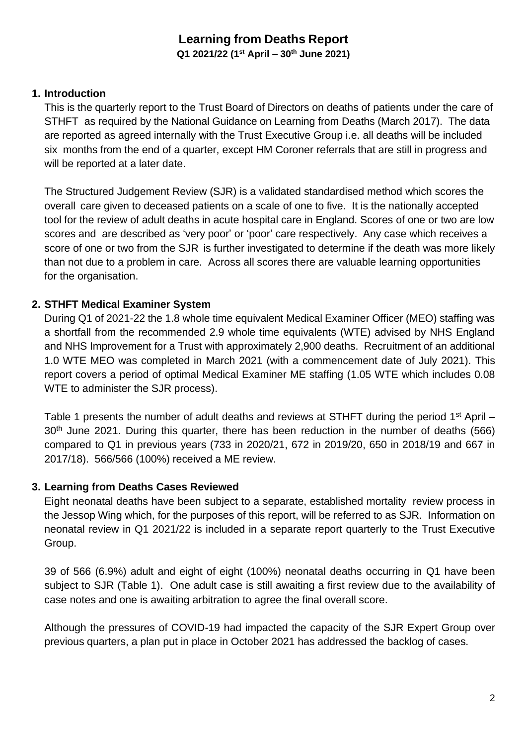# Learning from Deaths Report

**Q1 2021/22 (1st April – 30th June 2021)**

## 1. Introduction

This is the quarterly report to the Trust Board of Directors on deaths of patients under the care of STHFT as required by the National Guidance on Learning from Deaths (March 2017). The data are reported as agreed internally with the Trust Executive Group i.e. all deaths will be included six months from the end of a quarter, except HM Coroner referrals that are still in progress and will be reported at a later date.

The Structured Judgement Review (SJR) is a validated standardised method which scores the overall care given to deceased patients on a scale of one to five. It is the nationally accepted tool for the review of adult deaths in acute hospital care in England. Scores of one or two are low scores and are described as 'very poor' or 'poor' care respectively. Any case which receives a score of one or two from the SJR is further investigated to determine if the death was more likely than not due to a problem in care. Across all scores there are valuable learning opportunities for the organisation.

## 2. STHFT Medical Examiner System

During Q1 of 2021-22 the 1.8 whole time equivalent Medical Examiner Officer (MEO) staffing was a shortfall from the recommended 2.9 whole time equivalents (WTE) advised by NHS England and NHS Improvement for a Trust with approximately 2,900 deaths. Recruitment of an additional 1.0 WTE MEO was completed in March 2021 (with a commencement date of July 2021). This report covers a period of optimal Medical Examiner ME staffing (1.05 WTE which includes 0.08 WTE to administer the SJR process).

Table 1 presents the number of adult deaths and reviews at STHFT during the period 1st April – 30th June 2021. During this quarter, there has been reduction in the number of deaths (566) compared to Q1 in previous years (733 in 2020/21, 672 in 2019/20, 650 in 2018/19 and 667 in 2017/18). 566/566 (100%) received a ME review.

## 3. Learning from Deaths Cases Reviewed

Eight neonatal deaths have been subject to a separate, established mortality review process in the Jessop Wing which, for the purposes of this report, will be referred to as SJR. Information on neonatal review in Q1 2021/22 is included in a separate report quarterly to the Trust Executive Group.

39 of 566 (6.9%) adult and eight of eight (100%) neonatal deaths occurring in Q1 have been subject to SJR (Table 1). One adult case is still awaiting a first review due to the availability of case notes and one is awaiting arbitration to agree the final overall score.

Although the pressures of COVID-19 had impacted the capacity of the SJR Expert Group over previous quarters, a plan put in place in October 2021 has addressed the backlog of cases.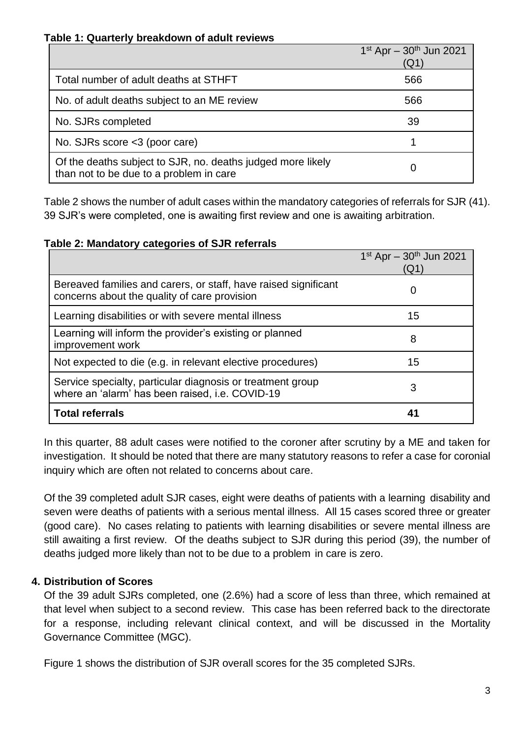**Table 1: Quarterly breakdown of adult reviews**

| | 1st Apr – 30th Jun 2021 (Q1) |
|---|---|
| Total number of adult deaths at STHFT | 566 |
| No. of adult deaths subject to an ME review | 566 |
| No. SJRs completed | 39 |
| No. SJRs score <3 (poor care) | 1 |
| Of the deaths subject to SJR, no. deaths judged more likely than not to be due to a problem in care | 0 |

Table 2 shows the number of adult cases within the mandatory categories of referrals for SJR (41). 39 SJR's were completed, one is awaiting first review and one is awaiting arbitration.

**Table 2: Mandatory categories of SJR referrals**

| | 1st Apr – 30th Jun 2021 (Q1) |
|---|---|
| Bereaved families and carers, or staff, have raised significant concerns about the quality of care provision | 0 |
| Learning disabilities or with severe mental illness | 15 |
| Learning will inform the provider's existing or planned improvement work | 8 |
| Not expected to die (e.g. in relevant elective procedures) | 15 |
| Service specialty, particular diagnosis or treatment group where an 'alarm' has been raised, i.e. COVID-19 | 3 |
| **Total referrals** | **41** |

In this quarter, 88 adult cases were notified to the coroner after scrutiny by a ME and taken for investigation. It should be noted that there are many statutory reasons to refer a case for coronial inquiry which are often not related to concerns about care.

Of the 39 completed adult SJR cases, eight were deaths of patients with a learning disability and seven were deaths of patients with a serious mental illness. All 15 cases scored three or greater (good care). No cases relating to patients with learning disabilities or severe mental illness are still awaiting a first review. Of the deaths subject to SJR during this period (39), the number of deaths judged more likely than not to be due to a problem in care is zero.

## 4. Distribution of Scores

Of the 39 adult SJRs completed, one (2.6%) had a score of less than three, which remained at that level when subject to a second review. This case has been referred back to the directorate for a response, including relevant clinical context, and will be discussed in the Mortality Governance Committee (MGC).

Figure 1 shows the distribution of SJR overall scores for the 35 completed SJRs.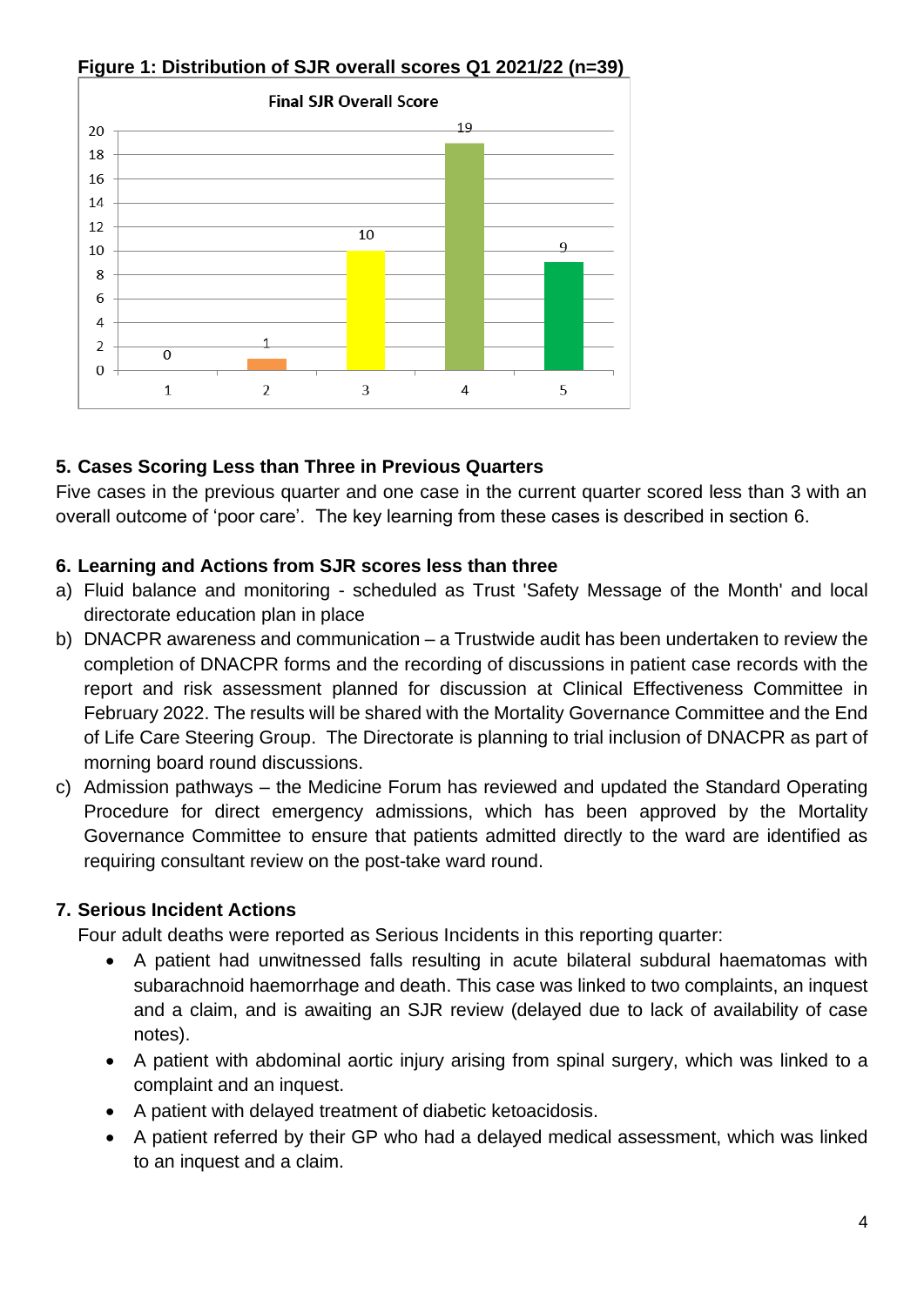**Figure 1: Distribution of SJR overall scores Q1 2021/22 (n=39)**

Final SJR Overall Score

| Score | Count |
|---|---|
| 1 | 0 |
| 2 | 1 |
| 3 | 10 |
| 4 | 19 |
| 5 | 9 |

## 5. Cases Scoring Less than Three in Previous Quarters

Five cases in the previous quarter and one case in the current quarter scored less than 3 with an overall outcome of 'poor care'. The key learning from these cases is described in section 6.

## 6. Learning and Actions from SJR scores less than three

a) Fluid balance and monitoring - scheduled as Trust 'Safety Message of the Month' and local directorate education plan in place

b) DNACPR awareness and communication – a Trustwide audit has been undertaken to review the completion of DNACPR forms and the recording of discussions in patient case records with the report and risk assessment planned for discussion at Clinical Effectiveness Committee in February 2022. The results will be shared with the Mortality Governance Committee and the End of Life Care Steering Group. The Directorate is planning to trial inclusion of DNACPR as part of morning board round discussions.

c) Admission pathways – the Medicine Forum has reviewed and updated the Standard Operating Procedure for direct emergency admissions, which has been approved by the Mortality Governance Committee to ensure that patients admitted directly to the ward are identified as requiring consultant review on the post-take ward round.

## 7. Serious Incident Actions

Four adult deaths were reported as Serious Incidents in this reporting quarter:

- A patient had unwitnessed falls resulting in acute bilateral subdural haematomas with subarachnoid haemorrhage and death. This case was linked to two complaints, an inquest and a claim, and is awaiting an SJR review (delayed due to lack of availability of case notes).
- A patient with abdominal aortic injury arising from spinal surgery, which was linked to a complaint and an inquest.
- A patient with delayed treatment of diabetic ketoacidosis.
- A patient referred by their GP who had a delayed medical assessment, which was linked to an inquest and a claim.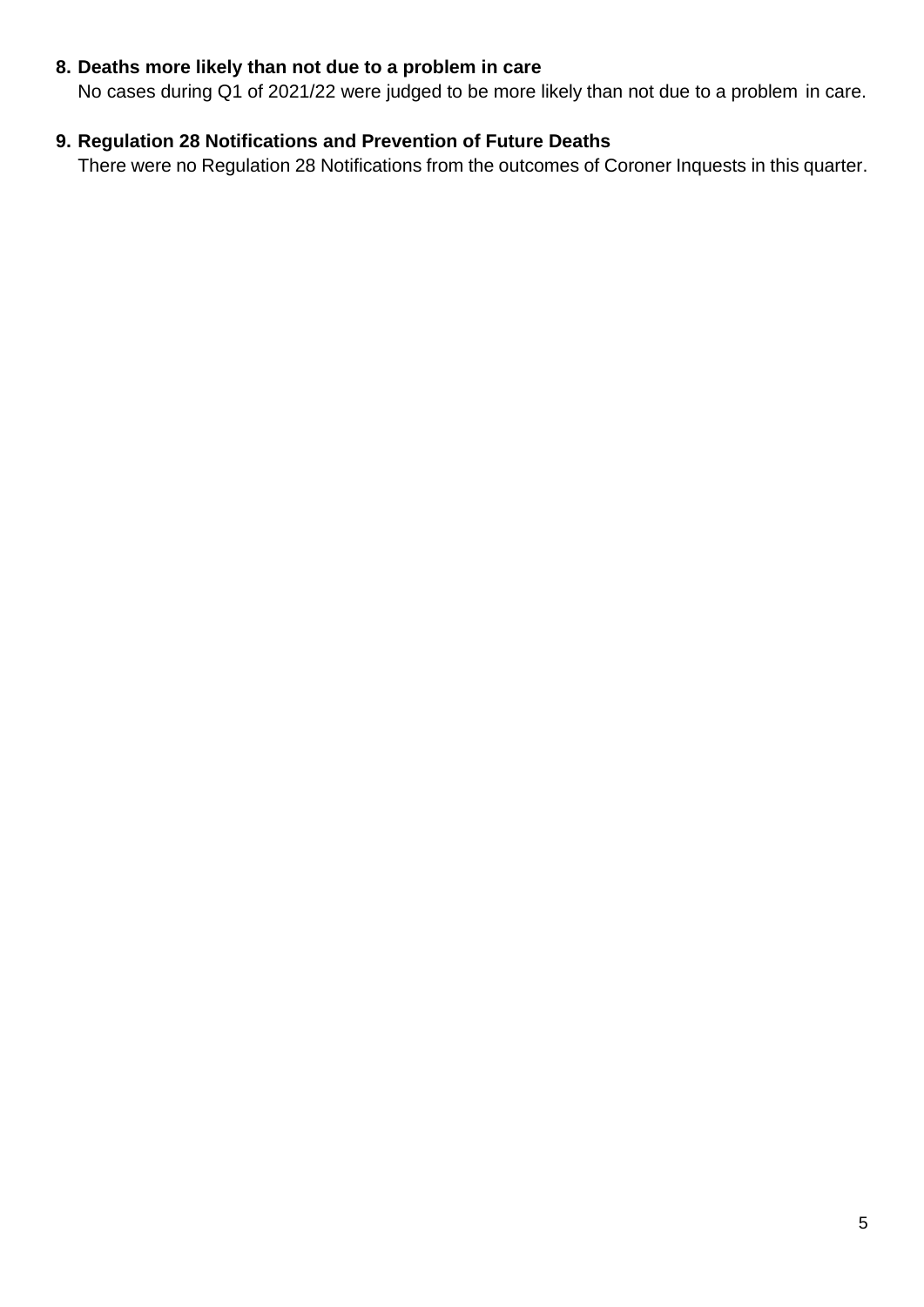**8. Deaths more likely than not due to a problem in care**

No cases during Q1 of 2021/22 were judged to be more likely than not due to a problem in care.

**9. Regulation 28 Notifications and Prevention of Future Deaths**

There were no Regulation 28 Notifications from the outcomes of Coroner Inquests in this quarter.